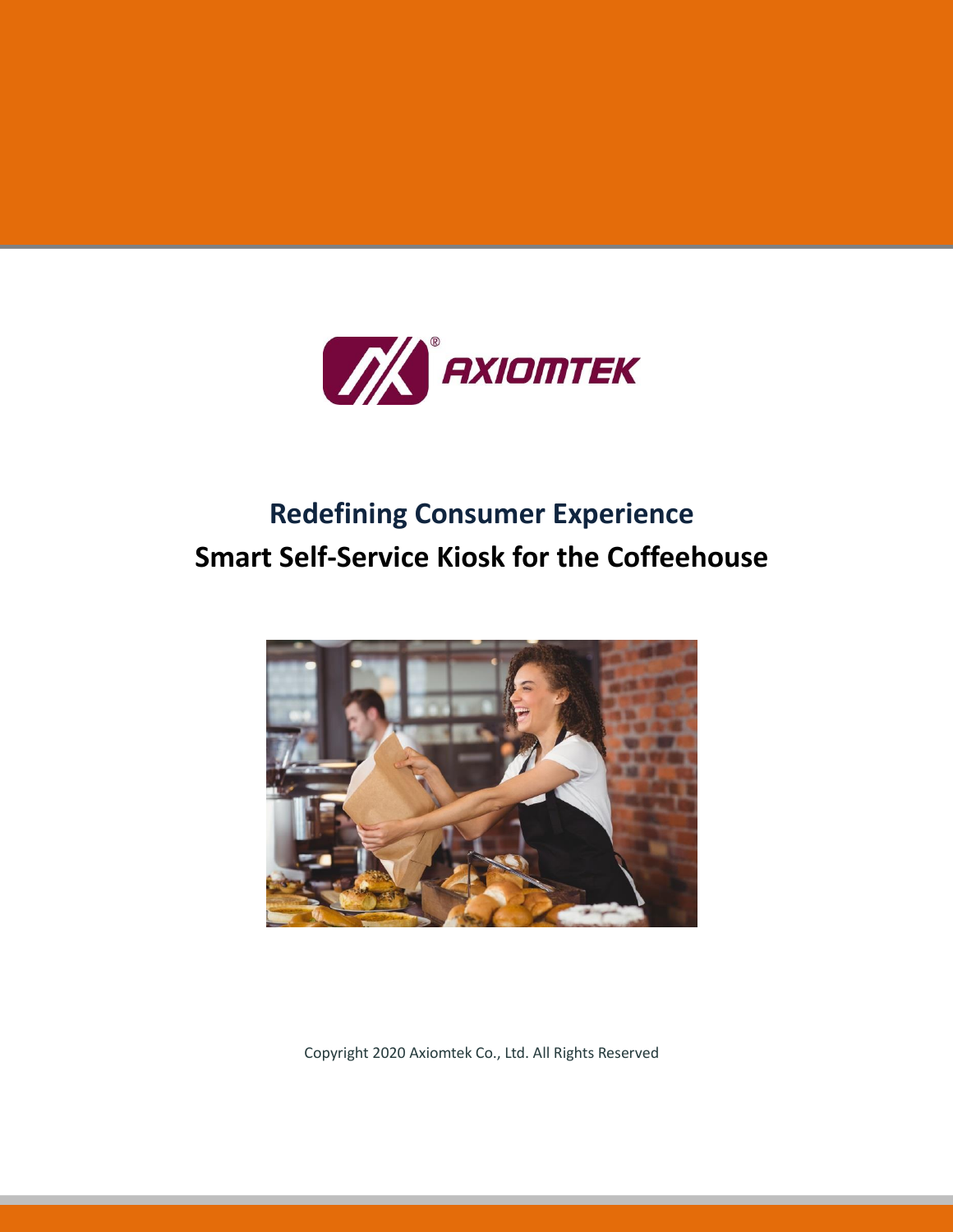AXIOMTEK

# Redefining Consumer Experience

# Smart Self-Service Kiosk for the Coffeehouse

Copyright 2020 Axiomtek Co., Ltd. All Rights Reserved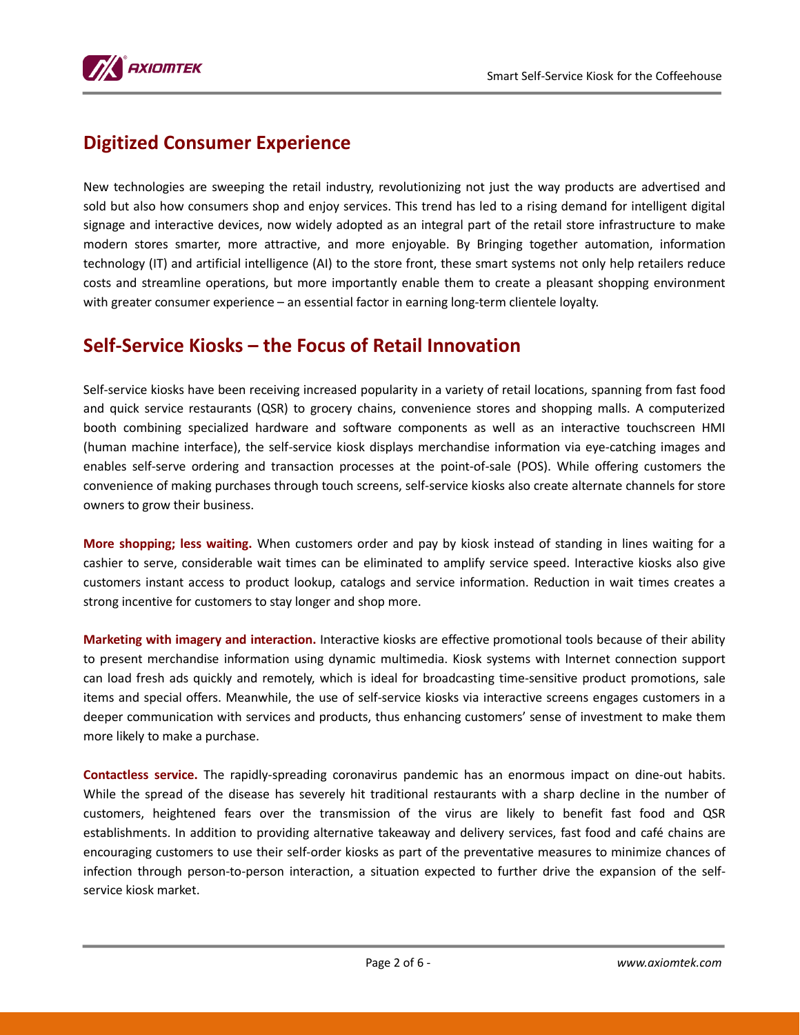## Digitized Consumer Experience

New technologies are sweeping the retail industry, revolutionizing not just the way products are advertised and sold but also how consumers shop and enjoy services. This trend has led to a rising demand for intelligent digital signage and interactive devices, now widely adopted as an integral part of the retail store infrastructure to make modern stores smarter, more attractive, and more enjoyable. By Bringing together automation, information technology (IT) and artificial intelligence (AI) to the store front, these smart systems not only help retailers reduce costs and streamline operations, but more importantly enable them to create a pleasant shopping environment with greater consumer experience – an essential factor in earning long-term clientele loyalty.

## Self-Service Kiosks – the Focus of Retail Innovation

Self-service kiosks have been receiving increased popularity in a variety of retail locations, spanning from fast food and quick service restaurants (QSR) to grocery chains, convenience stores and shopping malls. A computerized booth combining specialized hardware and software components as well as an interactive touchscreen HMI (human machine interface), the self-service kiosk displays merchandise information via eye-catching images and enables self-serve ordering and transaction processes at the point-of-sale (POS). While offering customers the convenience of making purchases through touch screens, self-service kiosks also create alternate channels for store owners to grow their business.

**More shopping; less waiting.** When customers order and pay by kiosk instead of standing in lines waiting for a cashier to serve, considerable wait times can be eliminated to amplify service speed. Interactive kiosks also give customers instant access to product lookup, catalogs and service information. Reduction in wait times creates a strong incentive for customers to stay longer and shop more.

**Marketing with imagery and interaction.** Interactive kiosks are effective promotional tools because of their ability to present merchandise information using dynamic multimedia. Kiosk systems with Internet connection support can load fresh ads quickly and remotely, which is ideal for broadcasting time-sensitive product promotions, sale items and special offers. Meanwhile, the use of self-service kiosks via interactive screens engages customers in a deeper communication with services and products, thus enhancing customers' sense of investment to make them more likely to make a purchase.

**Contactless service.** The rapidly-spreading coronavirus pandemic has an enormous impact on dine-out habits. While the spread of the disease has severely hit traditional restaurants with a sharp decline in the number of customers, heightened fears over the transmission of the virus are likely to benefit fast food and QSR establishments. In addition to providing alternative takeaway and delivery services, fast food and café chains are encouraging customers to use their self-order kiosks as part of the preventative measures to minimize chances of infection through person-to-person interaction, a situation expected to further drive the expansion of the self-service kiosk market.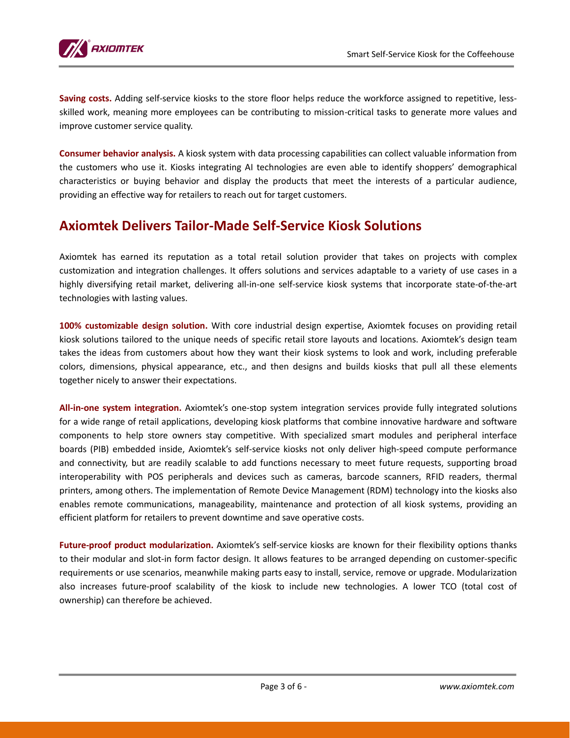**Saving costs.** Adding self-service kiosks to the store floor helps reduce the workforce assigned to repetitive, less-skilled work, meaning more employees can be contributing to mission-critical tasks to generate more values and improve customer service quality.

**Consumer behavior analysis.** A kiosk system with data processing capabilities can collect valuable information from the customers who use it. Kiosks integrating AI technologies are even able to identify shoppers' demographical characteristics or buying behavior and display the products that meet the interests of a particular audience, providing an effective way for retailers to reach out for target customers.

## Axiomtek Delivers Tailor-Made Self-Service Kiosk Solutions

Axiomtek has earned its reputation as a total retail solution provider that takes on projects with complex customization and integration challenges. It offers solutions and services adaptable to a variety of use cases in a highly diversifying retail market, delivering all-in-one self-service kiosk systems that incorporate state-of-the-art technologies with lasting values.

**100% customizable design solution.** With core industrial design expertise, Axiomtek focuses on providing retail kiosk solutions tailored to the unique needs of specific retail store layouts and locations. Axiomtek's design team takes the ideas from customers about how they want their kiosk systems to look and work, including preferable colors, dimensions, physical appearance, etc., and then designs and builds kiosks that pull all these elements together nicely to answer their expectations.

**All-in-one system integration.** Axiomtek's one-stop system integration services provide fully integrated solutions for a wide range of retail applications, developing kiosk platforms that combine innovative hardware and software components to help store owners stay competitive. With specialized smart modules and peripheral interface boards (PIB) embedded inside, Axiomtek's self-service kiosks not only deliver high-speed compute performance and connectivity, but are readily scalable to add functions necessary to meet future requests, supporting broad interoperability with POS peripherals and devices such as cameras, barcode scanners, RFID readers, thermal printers, among others. The implementation of Remote Device Management (RDM) technology into the kiosks also enables remote communications, manageability, maintenance and protection of all kiosk systems, providing an efficient platform for retailers to prevent downtime and save operative costs.

**Future-proof product modularization.** Axiomtek's self-service kiosks are known for their flexibility options thanks to their modular and slot-in form factor design. It allows features to be arranged depending on customer-specific requirements or use scenarios, meanwhile making parts easy to install, service, remove or upgrade. Modularization also increases future-proof scalability of the kiosk to include new technologies. A lower TCO (total cost of ownership) can therefore be achieved.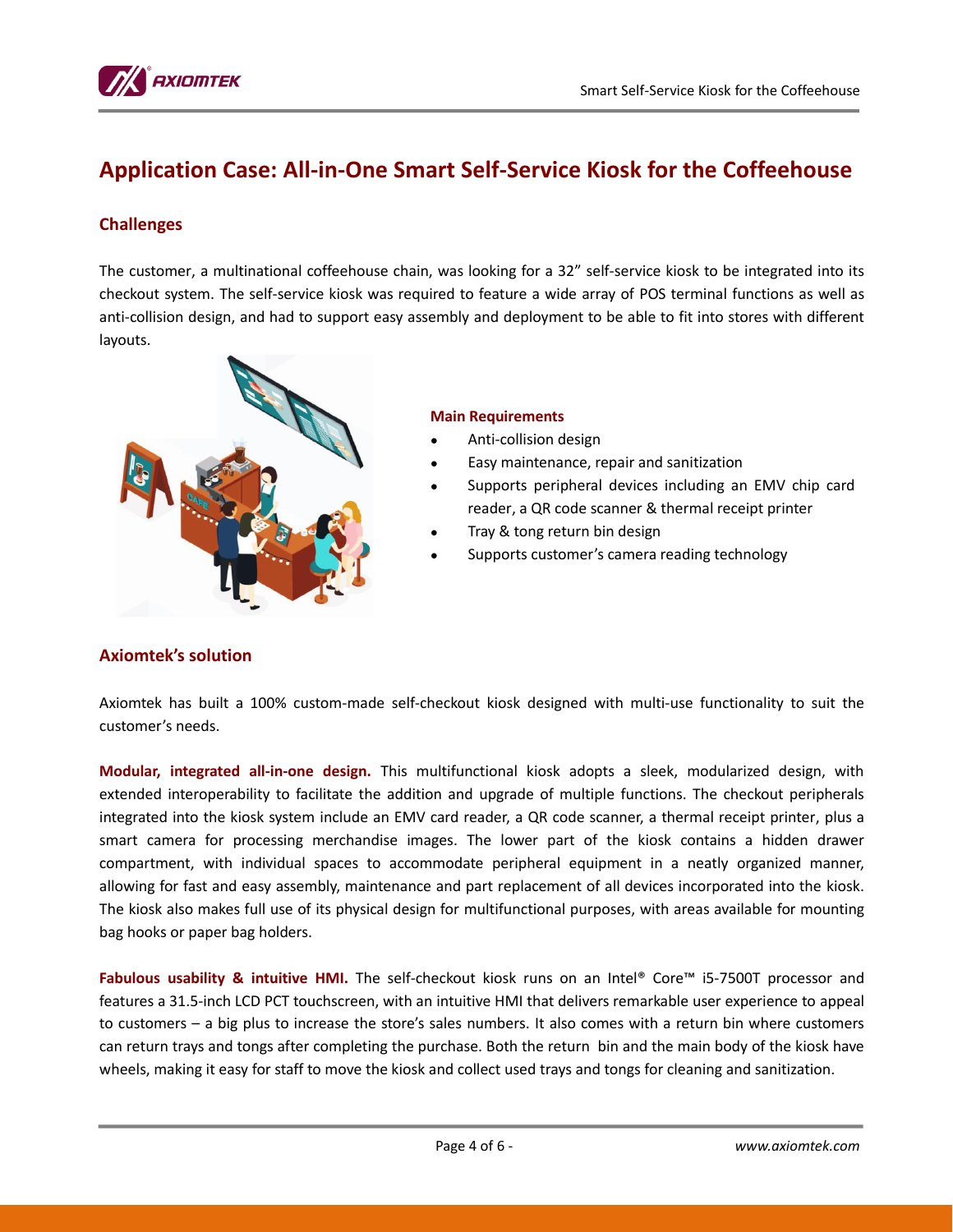# Application Case: All-in-One Smart Self-Service Kiosk for the Coffeehouse

## Challenges

The customer, a multinational coffeehouse chain, was looking for a 32" self-service kiosk to be integrated into its checkout system. The self-service kiosk was required to feature a wide array of POS terminal functions as well as anti-collision design, and had to support easy assembly and deployment to be able to fit into stores with different layouts.

### Main Requirements

- Anti-collision design
- Easy maintenance, repair and sanitization
- Supports peripheral devices including an EMV chip card reader, a QR code scanner & thermal receipt printer
- Tray & tong return bin design
- Supports customer's camera reading technology

## Axiomtek's solution

Axiomtek has built a 100% custom-made self-checkout kiosk designed with multi-use functionality to suit the customer's needs.

**Modular, integrated all-in-one design.** This multifunctional kiosk adopts a sleek, modularized design, with extended interoperability to facilitate the addition and upgrade of multiple functions. The checkout peripherals integrated into the kiosk system include an EMV card reader, a QR code scanner, a thermal receipt printer, plus a smart camera for processing merchandise images. The lower part of the kiosk contains a hidden drawer compartment, with individual spaces to accommodate peripheral equipment in a neatly organized manner, allowing for fast and easy assembly, maintenance and part replacement of all devices incorporated into the kiosk. The kiosk also makes full use of its physical design for multifunctional purposes, with areas available for mounting bag hooks or paper bag holders.

**Fabulous usability & intuitive HMI.** The self-checkout kiosk runs on an Intel® Core™ i5-7500T processor and features a 31.5-inch LCD PCT touchscreen, with an intuitive HMI that delivers remarkable user experience to appeal to customers – a big plus to increase the store's sales numbers. It also comes with a return bin where customers can return trays and tongs after completing the purchase. Both the return bin and the main body of the kiosk have wheels, making it easy for staff to move the kiosk and collect used trays and tongs for cleaning and sanitization.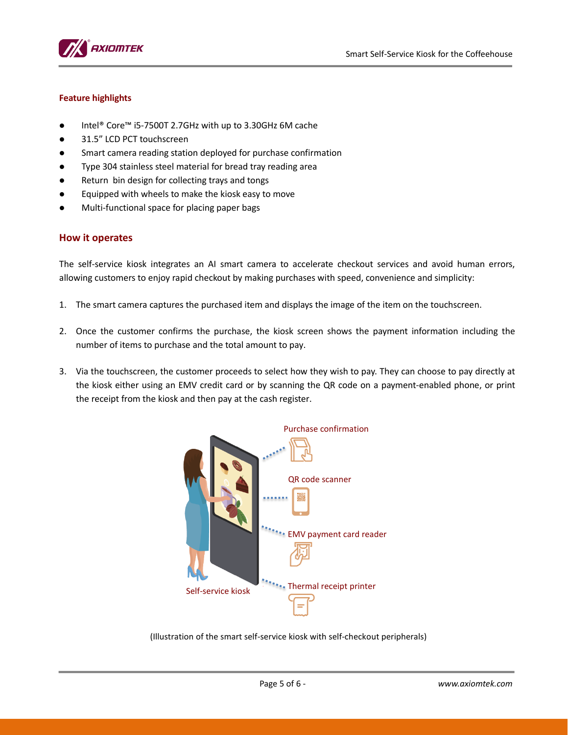## Feature highlights

- Intel® Core™ i5-7500T 2.7GHz with up to 3.30GHz 6M cache
- 31.5” LCD PCT touchscreen
- Smart camera reading station deployed for purchase confirmation
- Type 304 stainless steel material for bread tray reading area
- Return bin design for collecting trays and tongs
- Equipped with wheels to make the kiosk easy to move
- Multi-functional space for placing paper bags

## How it operates

The self-service kiosk integrates an AI smart camera to accelerate checkout services and avoid human errors, allowing customers to enjoy rapid checkout by making purchases with speed, convenience and simplicity:

1. The smart camera captures the purchased item and displays the image of the item on the touchscreen.
2. Once the customer confirms the purchase, the kiosk screen shows the payment information including the number of items to purchase and the total amount to pay.
3. Via the touchscreen, the customer proceeds to select how they wish to pay. They can choose to pay directly at the kiosk either using an EMV credit card or by scanning the QR code on a payment-enabled phone, or print the receipt from the kiosk and then pay at the cash register.

Purchase confirmation

QR code scanner

EMV payment card reader

Thermal receipt printer

Self-service kiosk

(Illustration of the smart self-service kiosk with self-checkout peripherals)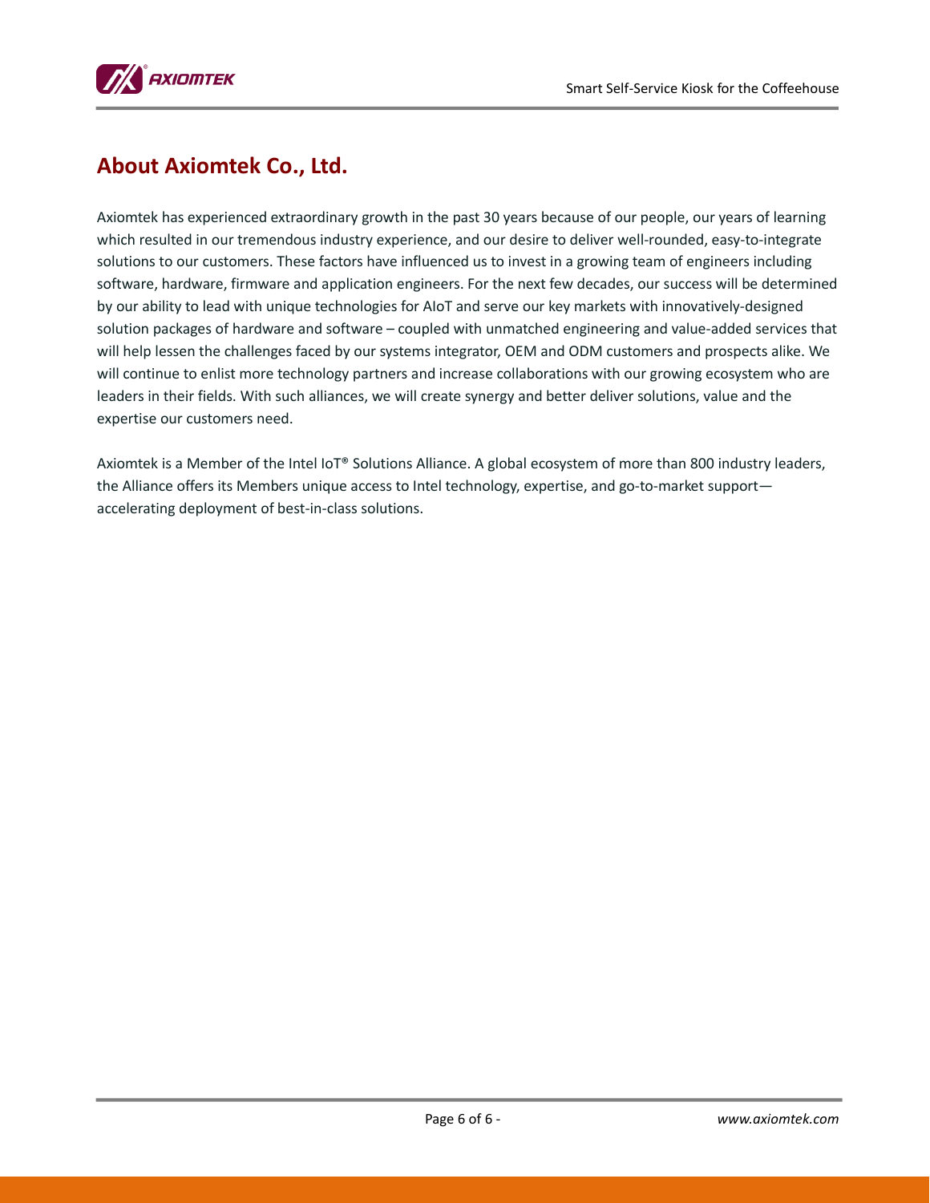## About Axiomtek Co., Ltd.

Axiomtek has experienced extraordinary growth in the past 30 years because of our people, our years of learning which resulted in our tremendous industry experience, and our desire to deliver well-rounded, easy-to-integrate solutions to our customers. These factors have influenced us to invest in a growing team of engineers including software, hardware, firmware and application engineers. For the next few decades, our success will be determined by our ability to lead with unique technologies for AIoT and serve our key markets with innovatively-designed solution packages of hardware and software – coupled with unmatched engineering and value-added services that will help lessen the challenges faced by our systems integrator, OEM and ODM customers and prospects alike. We will continue to enlist more technology partners and increase collaborations with our growing ecosystem who are leaders in their fields. With such alliances, we will create synergy and better deliver solutions, value and the expertise our customers need.

Axiomtek is a Member of the Intel IoT® Solutions Alliance. A global ecosystem of more than 800 industry leaders, the Alliance offers its Members unique access to Intel technology, expertise, and go-to-market support—accelerating deployment of best-in-class solutions.